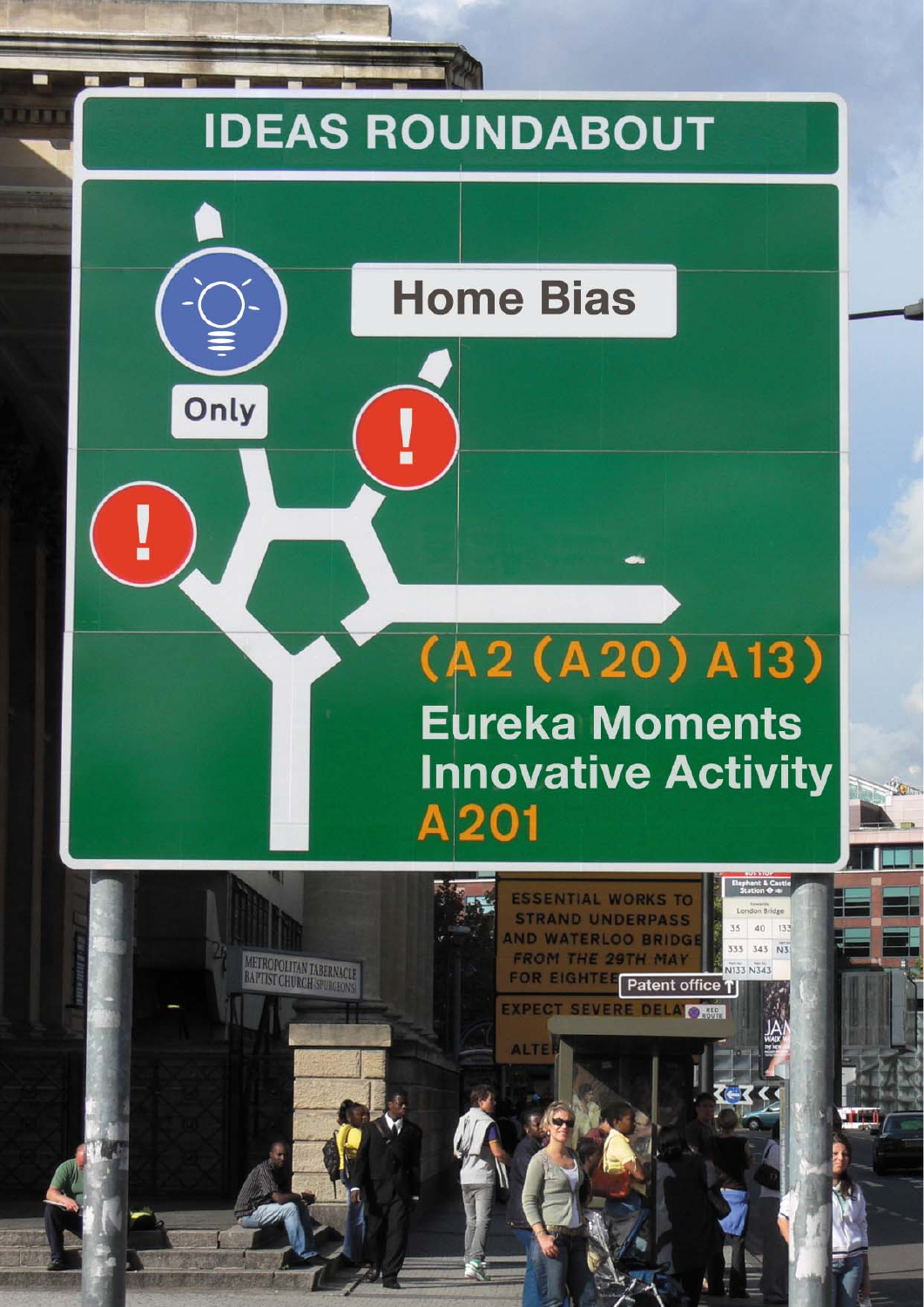# IDEAS ROUNDABOUT

Home Bias

Only

(A2 (A20) A13)

**Eureka Moments**
**Innovative Activity**
A201

Patent office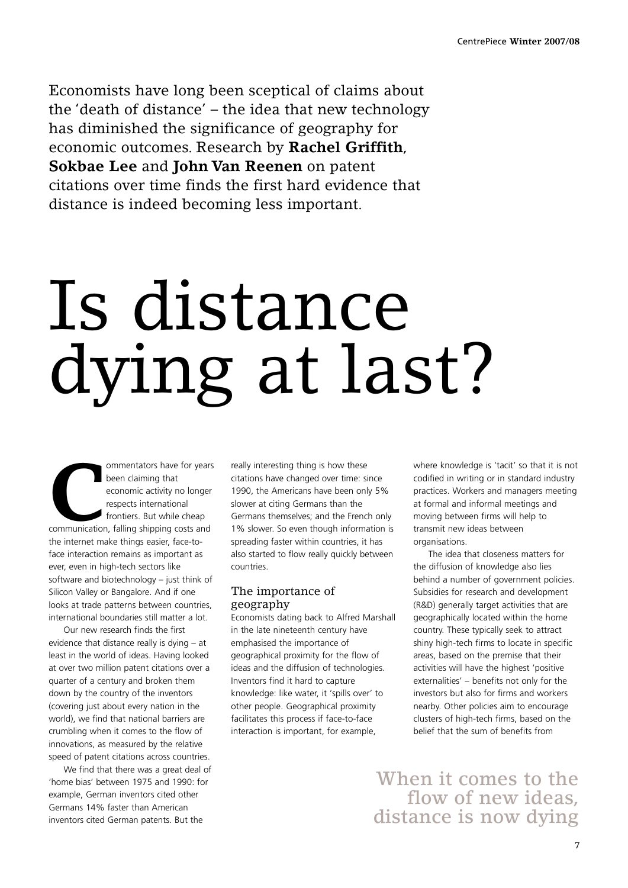Economists have long been sceptical of claims about the 'death of distance' – the idea that new technology has diminished the significance of geography for economic outcomes. Research by **Rachel Griffith**, **Sokbae Lee** and **John Van Reenen** on patent citations over time finds the first hard evidence that distance is indeed becoming less important.

# Is distance dying at last?

Commentators have for years been claiming that economic activity no longer respects international frontiers. But while cheap communication, falling shipping costs and the internet make things easier, face-to-face interaction remains as important as ever, even in high-tech sectors like software and biotechnology – just think of Silicon Valley or Bangalore. And if one looks at trade patterns between countries, international boundaries still matter a lot.

Our new research finds the first evidence that distance really is dying – at least in the world of ideas. Having looked at over two million patent citations over a quarter of a century and broken them down by the country of the inventors (covering just about every nation in the world), we find that national barriers are crumbling when it comes to the flow of innovations, as measured by the relative speed of patent citations across countries.

We find that there was a great deal of 'home bias' between 1975 and 1990: for example, German inventors cited other Germans 14% faster than American inventors cited German patents. But the really interesting thing is how these citations have changed over time: since 1990, the Americans have been only 5% slower at citing Germans than the Germans themselves; and the French only 1% slower. So even though information is spreading faster within countries, it has also started to flow really quickly between countries.

## The importance of geography

Economists dating back to Alfred Marshall in the late nineteenth century have emphasised the importance of geographical proximity for the flow of ideas and the diffusion of technologies. Inventors find it hard to capture knowledge: like water, it 'spills over' to other people. Geographical proximity facilitates this process if face-to-face interaction is important, for example, where knowledge is 'tacit' so that it is not codified in writing or in standard industry practices. Workers and managers meeting at formal and informal meetings and moving between firms will help to transmit new ideas between organisations.

The idea that closeness matters for the diffusion of knowledge also lies behind a number of government policies. Subsidies for research and development (R&D) generally target activities that are geographically located within the home country. These typically seek to attract shiny high-tech firms to locate in specific areas, based on the premise that their activities will have the highest 'positive externalities' – benefits not only for the investors but also for firms and workers nearby. Other policies aim to encourage clusters of high-tech firms, based on the belief that the sum of benefits from

When it comes to the flow of new ideas, distance is now dying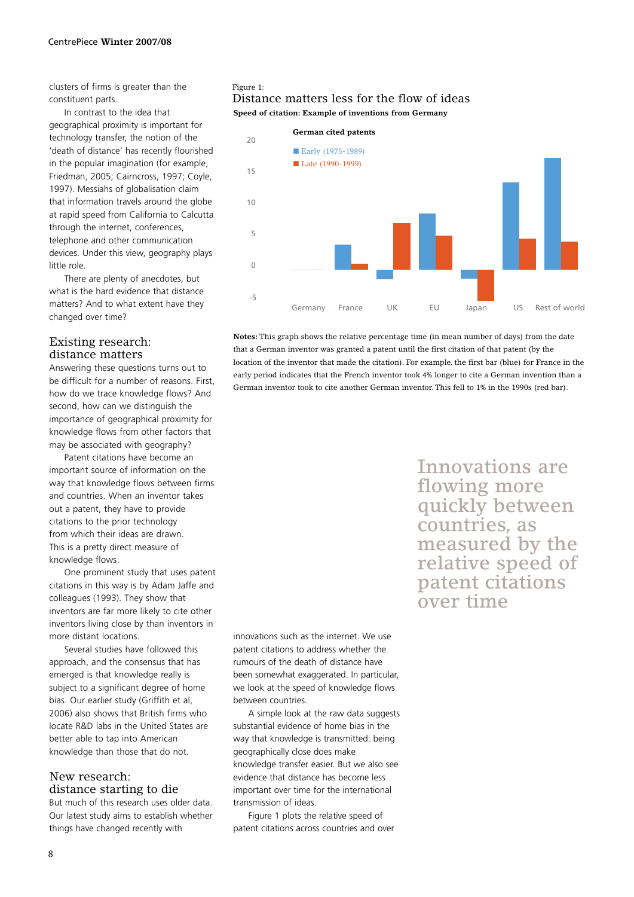clusters of firms is greater than the constituent parts.

In contrast to the idea that geographical proximity is important for technology transfer, the notion of the 'death of distance' has recently flourished in the popular imagination (for example, Friedman, 2005; Cairncross, 1997; Coyle, 1997). Messiahs of globalisation claim that information travels around the globe at rapid speed from California to Calcutta through the internet, conferences, telephone and other communication devices. Under this view, geography plays little role.

There are plenty of anecdotes, but what is the hard evidence that distance matters? And to what extent have they changed over time?

## Existing research: distance matters

Answering these questions turns out to be difficult for a number of reasons. First, how do we trace knowledge flows? And second, how can we distinguish the importance of geographical proximity for knowledge flows from other factors that may be associated with geography?

Patent citations have become an important source of information on the way that knowledge flows between firms and countries. When an inventor takes out a patent, they have to provide citations to the prior technology from which their ideas are drawn. This is a pretty direct measure of knowledge flows.

One prominent study that uses patent citations in this way is by Adam Jaffe and colleagues (1993). They show that inventors are far more likely to cite other inventors living close by than inventors in more distant locations.

Several studies have followed this approach, and the consensus that has emerged is that knowledge really is subject to a significant degree of home bias. Our earlier study (Griffith et al, 2006) also shows that British firms who locate R&D labs in the United States are better able to tap into American knowledge than those that do not.

## New research: distance starting to die

But much of this research uses older data. Our latest study aims to establish whether things have changed recently with innovations such as the internet. We use patent citations to address whether the rumours of the death of distance have been somewhat exaggerated. In particular, we look at the speed of knowledge flows between countries.

A simple look at the raw data suggests substantial evidence of home bias in the way that knowledge is transmitted: being geographically close does make knowledge transfer easier. But we also see evidence that distance has become less important over time for the international transmission of ideas.

Figure 1 plots the relative speed of patent citations across countries and over

Figure 1:
Distance matters less for the flow of ideas
**Speed of citation: Example of inventions from Germany**

German cited patents
Early (1975-1989)
Late (1990-1999)
20
15
10
5
0
-5
Germany France UK EU Japan US Rest of world

**Notes:** This graph shows the relative percentage time (in mean number of days) from the date that a German inventor was granted a patent until the first citation of that patent (by the location of the inventor that made the citation). For example, the first bar (blue) for France in the early period indicates that the French inventor took 4% longer to cite a German invention than a German inventor took to cite another German inventor. This fell to 1% in the 1990s (red bar).

> Innovations are flowing more quickly between countries, as measured by the relative speed of patent citations over time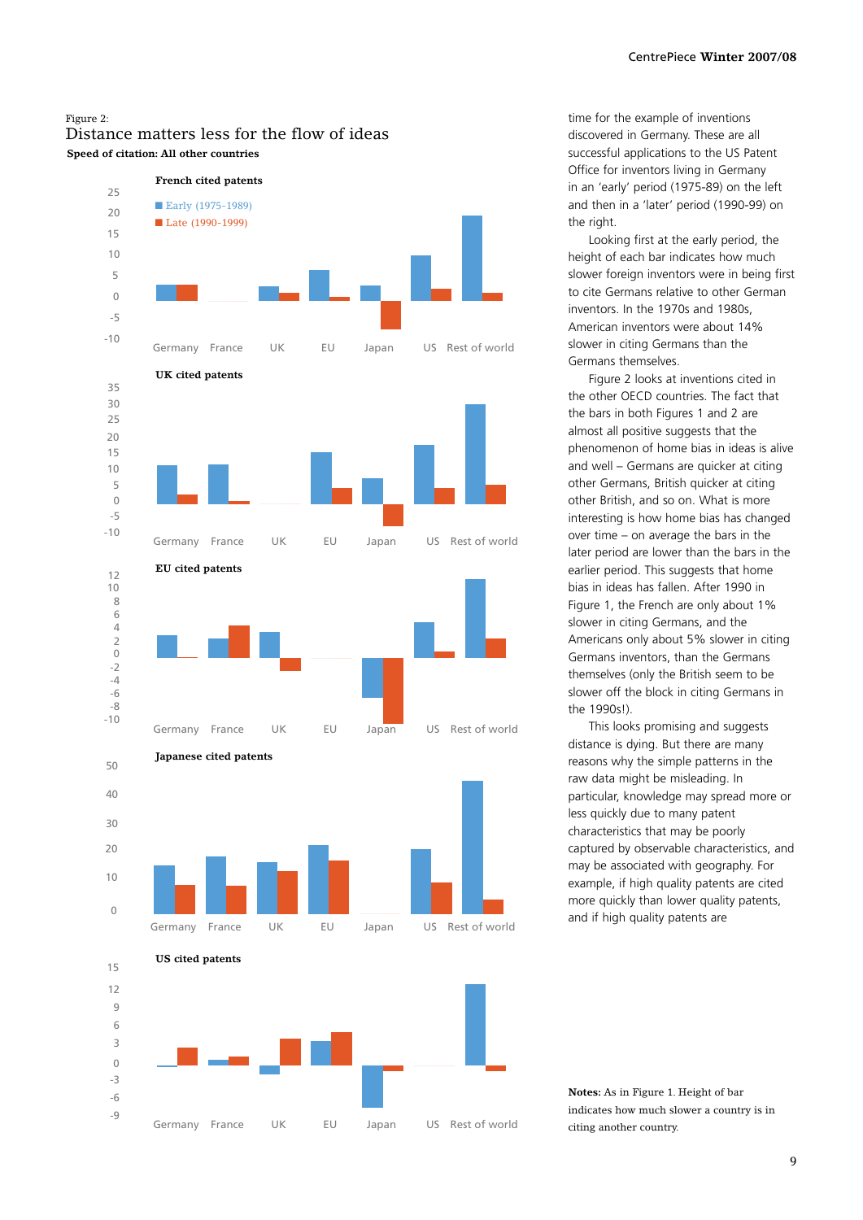Figure 2:

## Distance matters less for the flow of ideas

**Speed of citation: All other countries**

**French cited patents**

25
20
15
10
5
0
-5
-10

Early (1975-1989)
Late (1990-1999)

Germany France UK EU Japan US Rest of world

**UK cited patents**

35
30
25
20
15
10
5
0
-5
-10

Germany France UK EU Japan US Rest of world

**EU cited patents**

12
10
8
6
4
2
0
-2
-4
-6
-8
-10

Germany France UK EU Japan US Rest of world

**Japanese cited patents**

50
40
30
20
10
0

Germany France UK EU Japan US Rest of world

**US cited patents**

15
12
9
6
3
0
-3
-6
-9

Germany France UK EU Japan US Rest of world

**Notes:** As in Figure 1. Height of bar indicates how much slower a country is in citing another country.

time for the example of inventions discovered in Germany. These are all successful applications to the US Patent Office for inventors living in Germany in an 'early' period (1975-89) on the left and then in a 'later' period (1990-99) on the right.

Looking first at the early period, the height of each bar indicates how much slower foreign inventors were in being first to cite Germans relative to other German inventors. In the 1970s and 1980s, American inventors were about 14% slower in citing Germans than the Germans themselves.

Figure 2 looks at inventions cited in the other OECD countries. The fact that the bars in both Figures 1 and 2 are almost all positive suggests that the phenomenon of home bias in ideas is alive and well – Germans are quicker at citing other Germans, British quicker at citing other British, and so on. What is more interesting is how home bias has changed over time – on average the bars in the later period are lower than the bars in the earlier period. This suggests that home bias in ideas has fallen. After 1990 in Figure 1, the French are only about 1% slower in citing Germans, and the Americans only about 5% slower in citing Germans inventors, than the Germans themselves (only the British seem to be slower off the block in citing Germans in the 1990s!).

This looks promising and suggests distance is dying. But there are many reasons why the simple patterns in the raw data might be misleading. In particular, knowledge may spread more or less quickly due to many patent characteristics that may be poorly captured by observable characteristics, and may be associated with geography. For example, if high quality patents are cited more quickly than lower quality patents, and if high quality patents are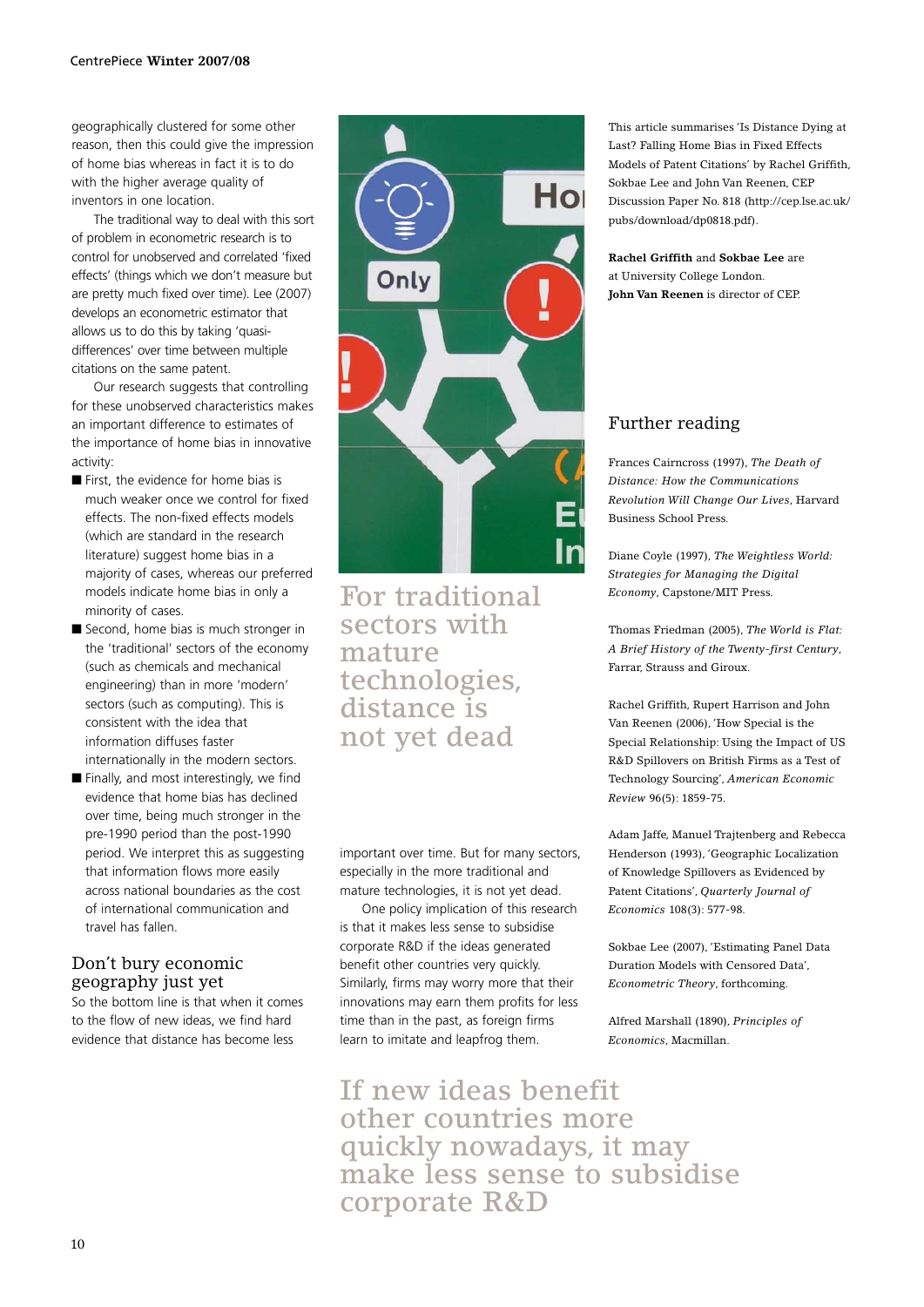geographically clustered for some other reason, then this could give the impression of home bias whereas in fact it is to do with the higher average quality of inventors in one location.

The traditional way to deal with this sort of problem in econometric research is to control for unobserved and correlated 'fixed effects' (things which we don't measure but are pretty much fixed over time). Lee (2007) develops an econometric estimator that allows us to do this by taking 'quasi-differences' over time between multiple citations on the same patent.

Our research suggests that controlling for these unobserved characteristics makes an important difference to estimates of the importance of home bias in innovative activity:

- First, the evidence for home bias is much weaker once we control for fixed effects. The non-fixed effects models (which are standard in the research literature) suggest home bias in a majority of cases, whereas our preferred models indicate home bias in only a minority of cases.
- Second, home bias is much stronger in the 'traditional' sectors of the economy (such as chemicals and mechanical engineering) than in more 'modern' sectors (such as computing). This is consistent with the idea that information diffuses faster internationally in the modern sectors.
- Finally, and most interestingly, we find evidence that home bias has declined over time, being much stronger in the pre-1990 period than the post-1990 period. We interpret this as suggesting that information flows more easily across national boundaries as the cost of international communication and travel has fallen.

## Don't bury economic geography just yet

So the bottom line is that when it comes to the flow of new ideas, we find hard evidence that distance has become less important over time. But for many sectors, especially in the more traditional and mature technologies, it is not yet dead.

One policy implication of this research is that it makes less sense to subsidise corporate R&D if the ideas generated benefit other countries very quickly. Similarly, firms may worry more that their innovations may earn them profits for less time than in the past, as foreign firms learn to imitate and leapfrog them.

**For traditional sectors with mature technologies, distance is not yet dead**

**If new ideas benefit other countries more quickly nowadays, it may make less sense to subsidise corporate R&D**

This article summarises 'Is Distance Dying at Last? Falling Home Bias in Fixed Effects Models of Patent Citations' by Rachel Griffith, Sokbae Lee and John Van Reenen, CEP Discussion Paper No. 818 (http://cep.lse.ac.uk/pubs/download/dp0818.pdf).

**Rachel Griffith** and **Sokbae Lee** are at University College London. **John Van Reenen** is director of CEP.

## Further reading

Frances Cairncross (1997), *The Death of Distance: How the Communications Revolution Will Change Our Lives*, Harvard Business School Press.

Diane Coyle (1997), *The Weightless World: Strategies for Managing the Digital Economy*, Capstone/MIT Press.

Thomas Friedman (2005), *The World is Flat: A Brief History of the Twenty-first Century*, Farrar, Strauss and Giroux.

Rachel Griffith, Rupert Harrison and John Van Reenen (2006), 'How Special is the Special Relationship: Using the Impact of US R&D Spillovers on British Firms as a Test of Technology Sourcing', *American Economic Review* 96(5): 1859-75.

Adam Jaffe, Manuel Trajtenberg and Rebecca Henderson (1993), 'Geographic Localization of Knowledge Spillovers as Evidenced by Patent Citations', *Quarterly Journal of Economics* 108(3): 577-98.

Sokbae Lee (2007), 'Estimating Panel Data Duration Models with Censored Data', *Econometric Theory*, forthcoming.

Alfred Marshall (1890), *Principles of Economics*, Macmillan.